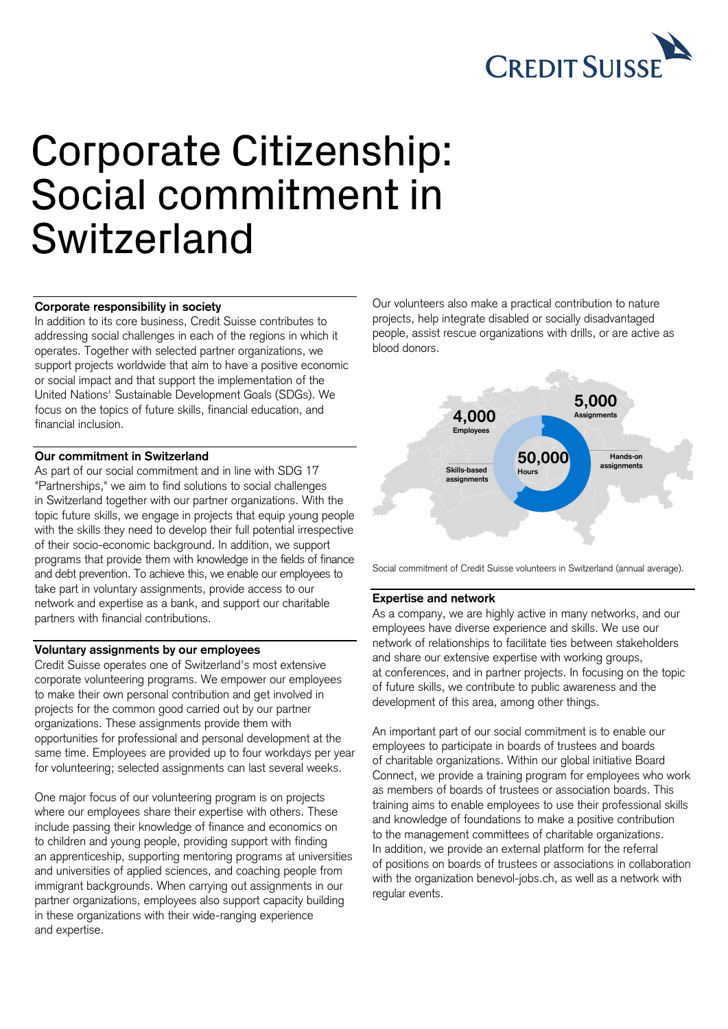# Corporate Citizenship: Social commitment in Switzerland

### Corporate responsibility in society

In addition to its core business, Credit Suisse contributes to addressing social challenges in each of the regions in which it operates. Together with selected partner organizations, we support projects worldwide that aim to have a positive economic or social impact and that support the implementation of the United Nations' Sustainable Development Goals (SDGs). We focus on the topics of future skills, financial education, and financial inclusion.

### Our commitment in Switzerland

As part of our social commitment and in line with SDG 17 "Partnerships," we aim to find solutions to social challenges in Switzerland together with our partner organizations. With the topic future skills, we engage in projects that equip young people with the skills they need to develop their full potential irrespective of their socio-economic background. In addition, we support programs that provide them with knowledge in the fields of finance and debt prevention. To achieve this, we enable our employees to take part in voluntary assignments, provide access to our network and expertise as a bank, and support our charitable partners with financial contributions.

### Voluntary assignments by our employees

Credit Suisse operates one of Switzerland's most extensive corporate volunteering programs. We empower our employees to make their own personal contribution and get involved in projects for the common good carried out by our partner organizations. These assignments provide them with opportunities for professional and personal development at the same time. Employees are provided up to four workdays per year for volunteering; selected assignments can last several weeks.

One major focus of our volunteering program is on projects where our employees share their expertise with others. These include passing their knowledge of finance and economics on to children and young people, providing support with finding an apprenticeship, supporting mentoring programs at universities and universities of applied sciences, and coaching people from immigrant backgrounds. When carrying out assignments in our partner organizations, employees also support capacity building in these organizations with their wide-ranging experience and expertise.

Our volunteers also make a practical contribution to nature projects, help integrate disabled or socially disadvantaged people, assist rescue organizations with drills, or are active as blood donors.

**4,000** Employees

**5,000** Assignments

**50,000** Hours

Skills-based assignments

Hands-on assignments

Social commitment of Credit Suisse volunteers in Switzerland (annual average).

### Expertise and network

As a company, we are highly active in many networks, and our employees have diverse experience and skills. We use our network of relationships to facilitate ties between stakeholders and share our extensive expertise with working groups, at conferences, and in partner projects. In focusing on the topic of future skills, we contribute to public awareness and the development of this area, among other things.

An important part of our social commitment is to enable our employees to participate in boards of trustees and boards of charitable organizations. Within our global initiative Board Connect, we provide a training program for employees who work as members of boards of trustees or association boards. This training aims to enable employees to use their professional skills and knowledge of foundations to make a positive contribution to the management committees of charitable organizations. In addition, we provide an external platform for the referral of positions on boards of trustees or associations in collaboration with the organization benevol-jobs.ch, as well as a network with regular events.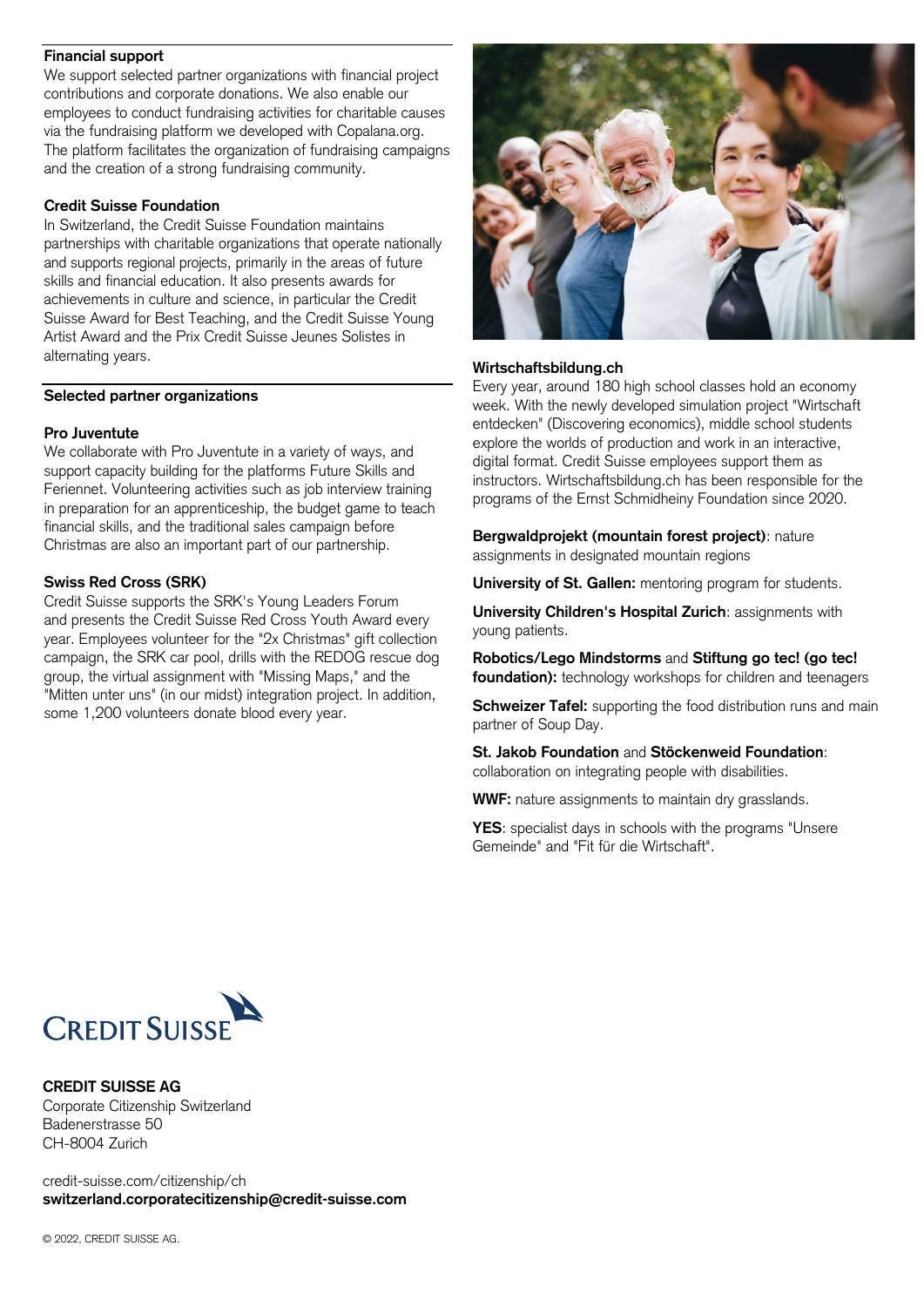**Financial support**

We support selected partner organizations with financial project contributions and corporate donations. We also enable our employees to conduct fundraising activities for charitable causes via the fundraising platform we developed with Copalana.org. The platform facilitates the organization of fundraising campaigns and the creation of a strong fundraising community.

**Credit Suisse Foundation**

In Switzerland, the Credit Suisse Foundation maintains partnerships with charitable organizations that operate nationally and supports regional projects, primarily in the areas of future skills and financial education. It also presents awards for achievements in culture and science, in particular the Credit Suisse Award for Best Teaching, and the Credit Suisse Young Artist Award and the Prix Credit Suisse Jeunes Solistes in alternating years.

## Selected partner organizations

**Pro Juventute**

We collaborate with Pro Juventute in a variety of ways, and support capacity building for the platforms Future Skills and Feriennet. Volunteering activities such as job interview training in preparation for an apprenticeship, the budget game to teach financial skills, and the traditional sales campaign before Christmas are also an important part of our partnership.

**Swiss Red Cross (SRK)**

Credit Suisse supports the SRK's Young Leaders Forum and presents the Credit Suisse Red Cross Youth Award every year. Employees volunteer for the "2x Christmas" gift collection campaign, the SRK car pool, drills with the REDOG rescue dog group, the virtual assignment with "Missing Maps," and the "Mitten unter uns" (in our midst) integration project. In addition, some 1,200 volunteers donate blood every year.

**Wirtschaftsbildung.ch**

Every year, around 180 high school classes hold an economy week. With the newly developed simulation project "Wirtschaft entdecken" (Discovering economics), middle school students explore the worlds of production and work in an interactive, digital format. Credit Suisse employees support them as instructors. Wirtschaftsbildung.ch has been responsible for the programs of the Ernst Schmidheiny Foundation since 2020.

**Bergwaldprojekt (mountain forest project)**: nature assignments in designated mountain regions

**University of St. Gallen:** mentoring program for students.

**University Children's Hospital Zurich**: assignments with young patients.

**Robotics/Lego Mindstorms** and **Stiftung go tec! (go tec! foundation):** technology workshops for children and teenagers

**Schweizer Tafel:** supporting the food distribution runs and main partner of Soup Day.

**St. Jakob Foundation** and **Stöckenweid Foundation**: collaboration on integrating people with disabilities.

**WWF:** nature assignments to maintain dry grasslands.

**YES**: specialist days in schools with the programs "Unsere Gemeinde" and "Fit für die Wirtschaft".

CREDIT SUISSE

**CREDIT SUISSE AG**
Corporate Citizenship Switzerland
Badenerstrasse 50
CH-8004 Zurich

credit-suisse.com/citizenship/ch
**switzerland.corporatecitizenship@credit-suisse.com**

© 2022, CREDIT SUISSE AG.